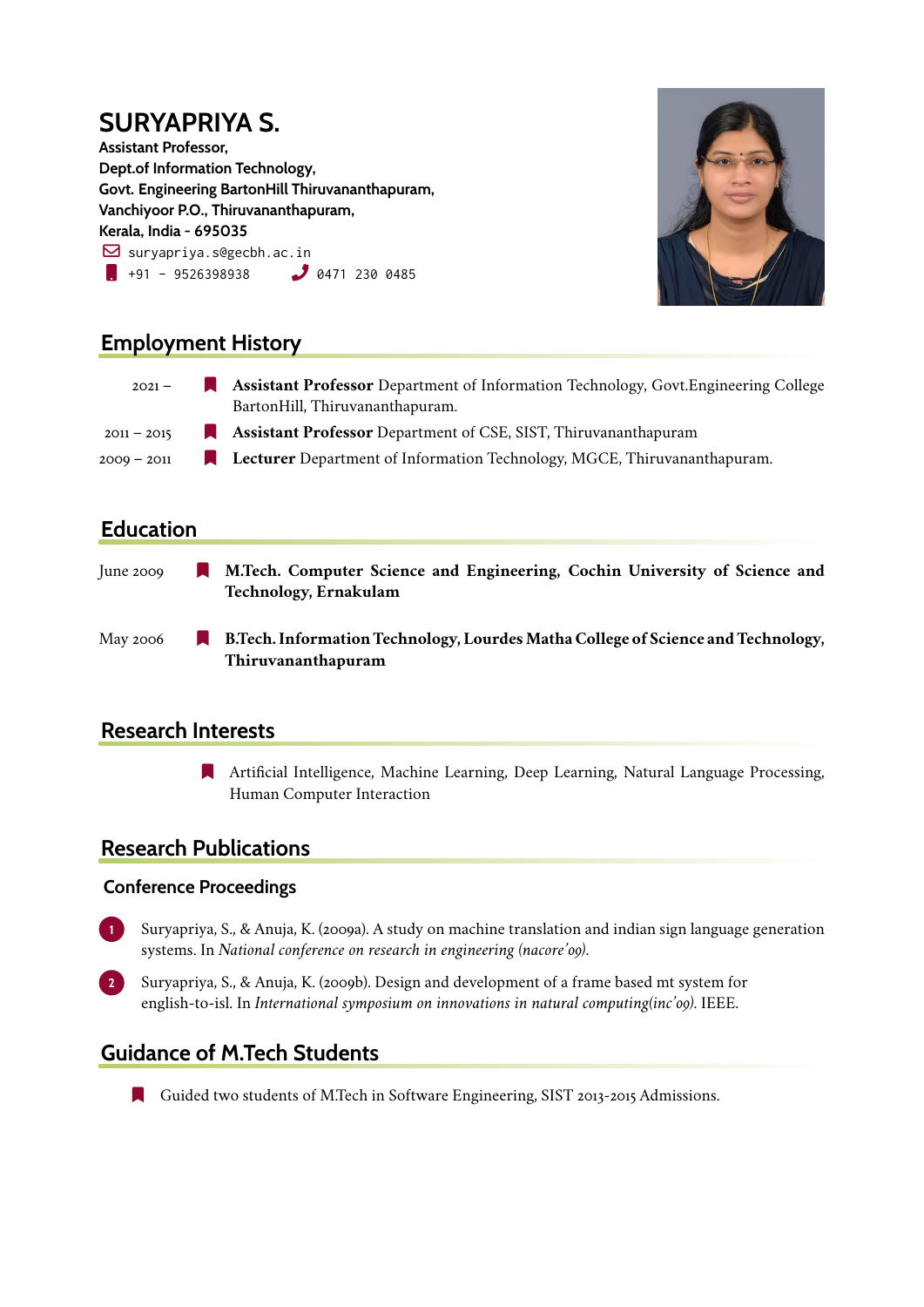# SURYAPRIYA S.

**Assistant Professor,**
**Dept.of Information Technology,**
**Govt. Engineering BartonHill Thiruvananthapuram,**
**Vanchiyoor P.O., Thiruvananthapuram,**
**Kerala, India - 695035**

suryapriya.s@gecbh.ac.in
+91 - 9526398938    0471 230 0485

## Employment History

- 2021 – **Assistant Professor** Department of Information Technology, Govt.Engineering College BartonHill, Thiruvananthapuram.
- 2011 – 2015 **Assistant Professor** Department of CSE, SIST, Thiruvananthapuram
- 2009 – 2011 **Lecturer** Department of Information Technology, MGCE, Thiruvananthapuram.

## Education

- June 2009 **M.Tech. Computer Science and Engineering, Cochin University of Science and Technology, Ernakulam**
- May 2006 **B.Tech. Information Technology, Lourdes Matha College of Science and Technology, Thiruvananthapuram**

## Research Interests

- Artificial Intelligence, Machine Learning, Deep Learning, Natural Language Processing, Human Computer Interaction

## Research Publications

### Conference Proceedings

1. Suryapriya, S., & Anuja, K. (2009a). A study on machine translation and indian sign language generation systems. In *National conference on research in engineering (nacore'09)*.
2. Suryapriya, S., & Anuja, K. (2009b). Design and development of a frame based mt system for english-to-isl. In *International symposium on innovations in natural computing(inc'09)*. IEEE.

## Guidance of M.Tech Students

- Guided two students of M.Tech in Software Engineering, SIST 2013-2015 Admissions.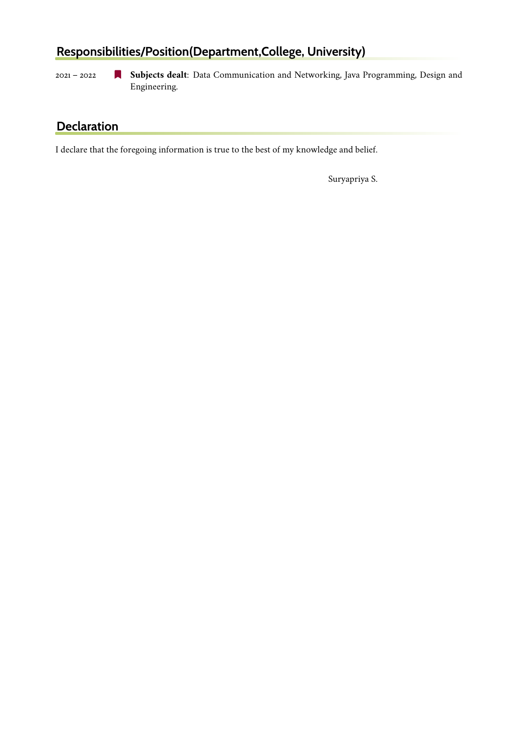## Responsibilities/Position(Department,College, University)

2021 – 2022 **Subjects dealt**: Data Communication and Networking, Java Programming, Design and Engineering.

## Declaration

I declare that the foregoing information is true to the best of my knowledge and belief.

Suryapriya S.